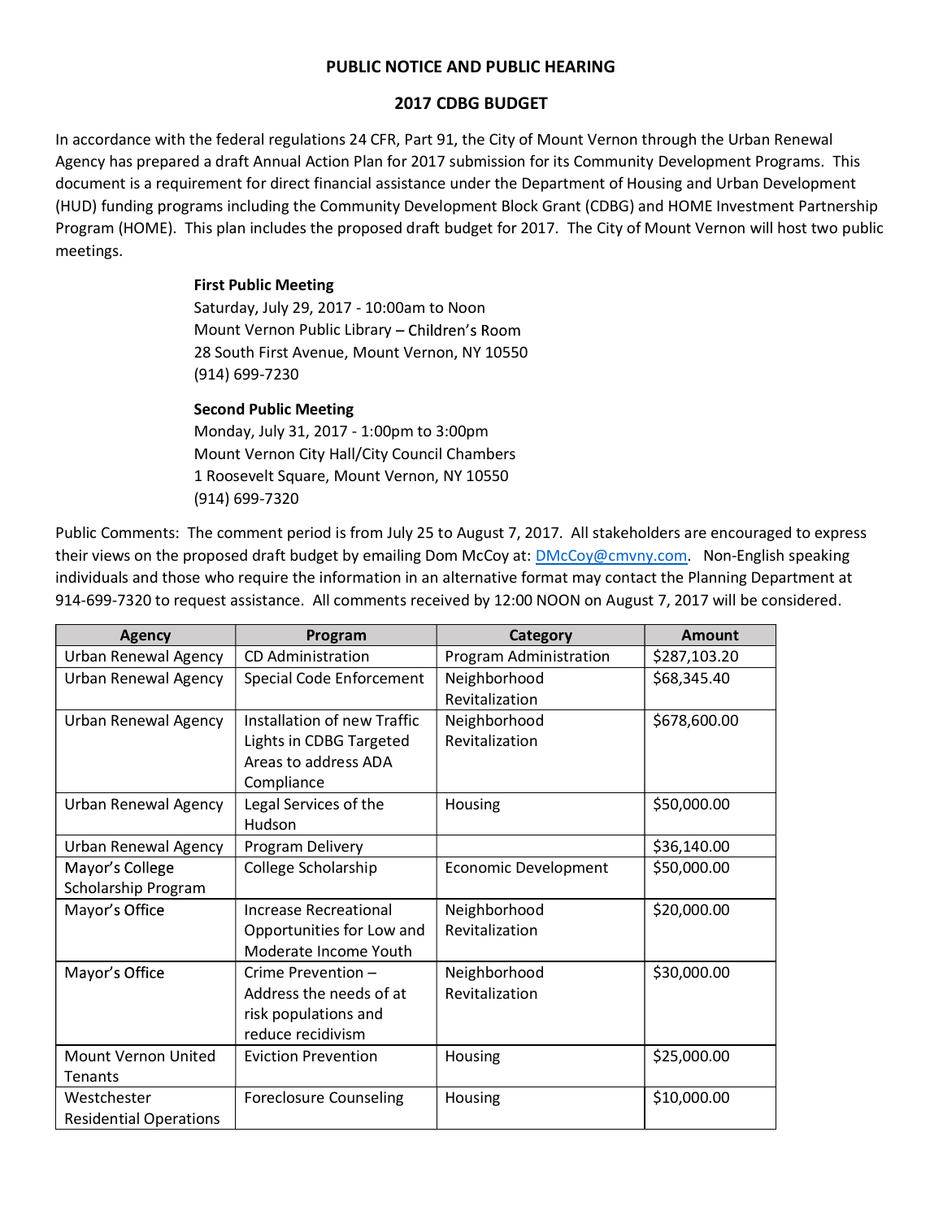**PUBLIC NOTICE AND PUBLIC HEARING**

**2017 CDBG BUDGET**

In accordance with the federal regulations 24 CFR, Part 91, the City of Mount Vernon through the Urban Renewal Agency has prepared a draft Annual Action Plan for 2017 submission for its Community Development Programs. This document is a requirement for direct financial assistance under the Department of Housing and Urban Development (HUD) funding programs including the Community Development Block Grant (CDBG) and HOME Investment Partnership Program (HOME). This plan includes the proposed draft budget for 2017. The City of Mount Vernon will host two public meetings.

**First Public Meeting**
Saturday, July 29, 2017 - 10:00am to Noon
Mount Vernon Public Library – Children's Room
28 South First Avenue, Mount Vernon, NY 10550
(914) 699-7230

**Second Public Meeting**
Monday, July 31, 2017 - 1:00pm to 3:00pm
Mount Vernon City Hall/City Council Chambers
1 Roosevelt Square, Mount Vernon, NY 10550
(914) 699-7320

Public Comments: The comment period is from July 25 to August 7, 2017. All stakeholders are encouraged to express their views on the proposed draft budget by emailing Dom McCoy at: DMcCoy@cmvny.com. Non-English speaking individuals and those who require the information in an alternative format may contact the Planning Department at 914-699-7320 to request assistance. All comments received by 12:00 NOON on August 7, 2017 will be considered.

| Agency | Program | Category | Amount |
|---|---|---|---|
| Urban Renewal Agency | CD Administration | Program Administration | $287,103.20 |
| Urban Renewal Agency | Special Code Enforcement | Neighborhood Revitalization | $68,345.40 |
| Urban Renewal Agency | Installation of new Traffic Lights in CDBG Targeted Areas to address ADA Compliance | Neighborhood Revitalization | $678,600.00 |
| Urban Renewal Agency | Legal Services of the Hudson | Housing | $50,000.00 |
| Urban Renewal Agency | Program Delivery | | $36,140.00 |
| Mayor's College Scholarship Program | College Scholarship | Economic Development | $50,000.00 |
| Mayor's Office | Increase Recreational Opportunities for Low and Moderate Income Youth | Neighborhood Revitalization | $20,000.00 |
| Mayor's Office | Crime Prevention – Address the needs of at risk populations and reduce recidivism | Neighborhood Revitalization | $30,000.00 |
| Mount Vernon United Tenants | Eviction Prevention | Housing | $25,000.00 |
| Westchester Residential Operations | Foreclosure Counseling | Housing | $10,000.00 |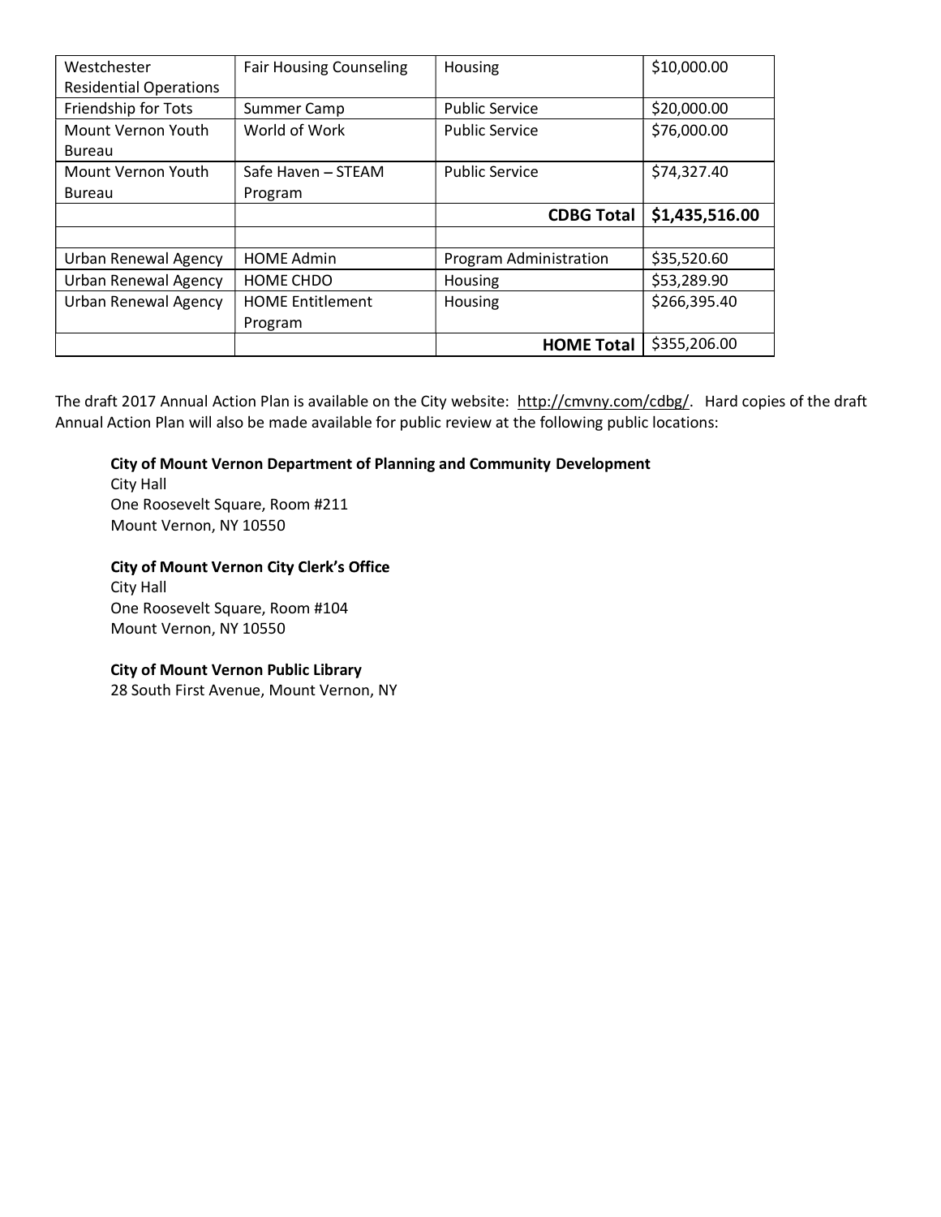| | | | |
|---|---|---|---|
| Westchester Residential Operations | Fair Housing Counseling | Housing | $10,000.00 |
| Friendship for Tots | Summer Camp | Public Service | $20,000.00 |
| Mount Vernon Youth Bureau | World of Work | Public Service | $76,000.00 |
| Mount Vernon Youth Bureau | Safe Haven – STEAM Program | Public Service | $74,327.40 |
| | | **CDBG Total** | **$1,435,516.00** |
| | | | |
| Urban Renewal Agency | HOME Admin | Program Administration | $35,520.60 |
| Urban Renewal Agency | HOME CHDO | Housing | $53,289.90 |
| Urban Renewal Agency | HOME Entitlement Program | Housing | $266,395.40 |
| | | **HOME Total** | $355,206.00 |

The draft 2017 Annual Action Plan is available on the City website: http://cmvny.com/cdbg/. Hard copies of the draft Annual Action Plan will also be made available for public review at the following public locations:

**City of Mount Vernon Department of Planning and Community Development**
City Hall
One Roosevelt Square, Room #211
Mount Vernon, NY 10550

**City of Mount Vernon City Clerk's Office**
City Hall
One Roosevelt Square, Room #104
Mount Vernon, NY 10550

**City of Mount Vernon Public Library**
28 South First Avenue, Mount Vernon, NY